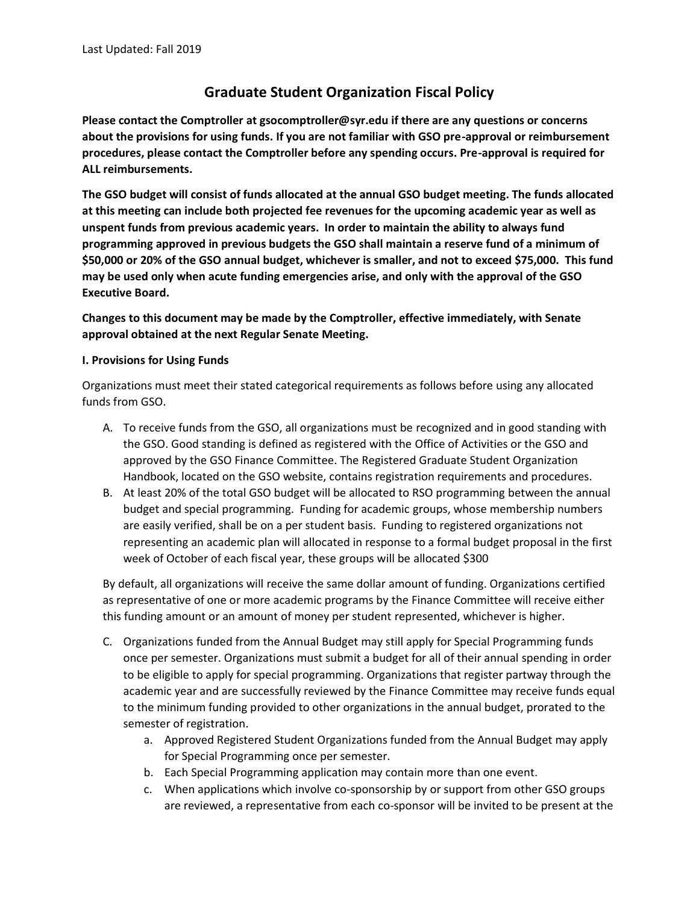Last Updated: Fall 2019

# Graduate Student Organization Fiscal Policy

**Please contact the Comptroller at gsocomptroller@syr.edu if there are any questions or concerns about the provisions for using funds. If you are not familiar with GSO pre-approval or reimbursement procedures, please contact the Comptroller before any spending occurs. Pre-approval is required for ALL reimbursements.**

**The GSO budget will consist of funds allocated at the annual GSO budget meeting. The funds allocated at this meeting can include both projected fee revenues for the upcoming academic year as well as unspent funds from previous academic years. In order to maintain the ability to always fund programming approved in previous budgets the GSO shall maintain a reserve fund of a minimum of $50,000 or 20% of the GSO annual budget, whichever is smaller, and not to exceed $75,000. This fund may be used only when acute funding emergencies arise, and only with the approval of the GSO Executive Board.**

**Changes to this document may be made by the Comptroller, effective immediately, with Senate approval obtained at the next Regular Senate Meeting.**

### I. Provisions for Using Funds

Organizations must meet their stated categorical requirements as follows before using any allocated funds from GSO.

A. To receive funds from the GSO, all organizations must be recognized and in good standing with the GSO. Good standing is defined as registered with the Office of Activities or the GSO and approved by the GSO Finance Committee. The Registered Graduate Student Organization Handbook, located on the GSO website, contains registration requirements and procedures.

B. At least 20% of the total GSO budget will be allocated to RSO programming between the annual budget and special programming. Funding for academic groups, whose membership numbers are easily verified, shall be on a per student basis. Funding to registered organizations not representing an academic plan will allocated in response to a formal budget proposal in the first week of October of each fiscal year, these groups will be allocated $300

By default, all organizations will receive the same dollar amount of funding. Organizations certified as representative of one or more academic programs by the Finance Committee will receive either this funding amount or an amount of money per student represented, whichever is higher.

C. Organizations funded from the Annual Budget may still apply for Special Programming funds once per semester. Organizations must submit a budget for all of their annual spending in order to be eligible to apply for special programming. Organizations that register partway through the academic year and are successfully reviewed by the Finance Committee may receive funds equal to the minimum funding provided to other organizations in the annual budget, prorated to the semester of registration.
   a. Approved Registered Student Organizations funded from the Annual Budget may apply for Special Programming once per semester.
   b. Each Special Programming application may contain more than one event.
   c. When applications which involve co-sponsorship by or support from other GSO groups are reviewed, a representative from each co-sponsor will be invited to be present at the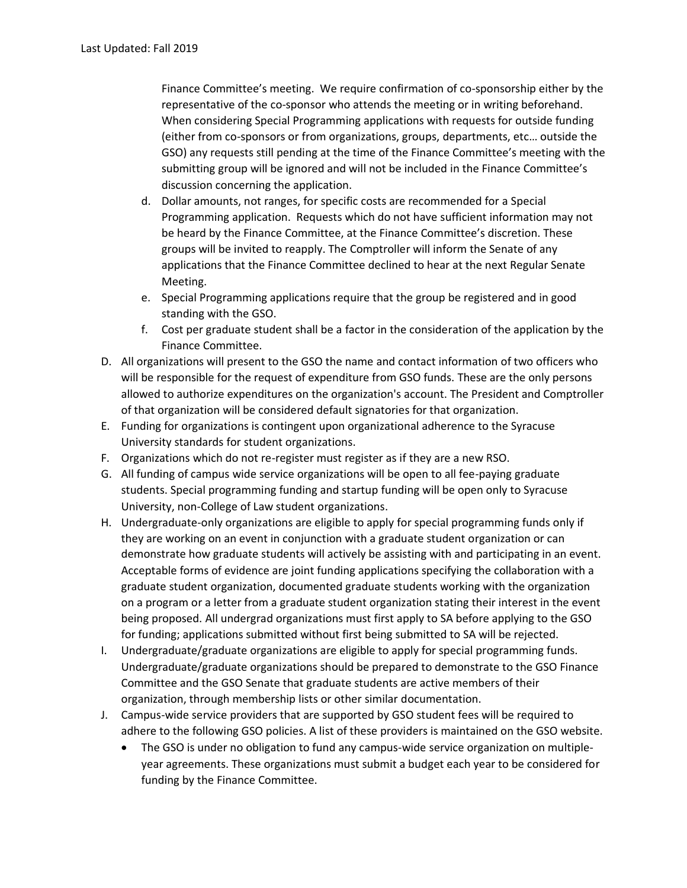Finance Committee's meeting. We require confirmation of co-sponsorship either by the representative of the co-sponsor who attends the meeting or in writing beforehand. When considering Special Programming applications with requests for outside funding (either from co-sponsors or from organizations, groups, departments, etc… outside the GSO) any requests still pending at the time of the Finance Committee's meeting with the submitting group will be ignored and will not be included in the Finance Committee's discussion concerning the application.

   d. Dollar amounts, not ranges, for specific costs are recommended for a Special Programming application. Requests which do not have sufficient information may not be heard by the Finance Committee, at the Finance Committee's discretion. These groups will be invited to reapply. The Comptroller will inform the Senate of any applications that the Finance Committee declined to hear at the next Regular Senate Meeting.
   e. Special Programming applications require that the group be registered and in good standing with the GSO.
   f. Cost per graduate student shall be a factor in the consideration of the application by the Finance Committee.

D. All organizations will present to the GSO the name and contact information of two officers who will be responsible for the request of expenditure from GSO funds. These are the only persons allowed to authorize expenditures on the organization's account. The President and Comptroller of that organization will be considered default signatories for that organization.

E. Funding for organizations is contingent upon organizational adherence to the Syracuse University standards for student organizations.

F. Organizations which do not re-register must register as if they are a new RSO.

G. All funding of campus wide service organizations will be open to all fee-paying graduate students. Special programming funding and startup funding will be open only to Syracuse University, non-College of Law student organizations.

H. Undergraduate-only organizations are eligible to apply for special programming funds only if they are working on an event in conjunction with a graduate student organization or can demonstrate how graduate students will actively be assisting with and participating in an event. Acceptable forms of evidence are joint funding applications specifying the collaboration with a graduate student organization, documented graduate students working with the organization on a program or a letter from a graduate student organization stating their interest in the event being proposed. All undergrad organizations must first apply to SA before applying to the GSO for funding; applications submitted without first being submitted to SA will be rejected.

I. Undergraduate/graduate organizations are eligible to apply for special programming funds. Undergraduate/graduate organizations should be prepared to demonstrate to the GSO Finance Committee and the GSO Senate that graduate students are active members of their organization, through membership lists or other similar documentation.

J. Campus-wide service providers that are supported by GSO student fees will be required to adhere to the following GSO policies. A list of these providers is maintained on the GSO website.
   - The GSO is under no obligation to fund any campus-wide service organization on multiple-year agreements. These organizations must submit a budget each year to be considered for funding by the Finance Committee.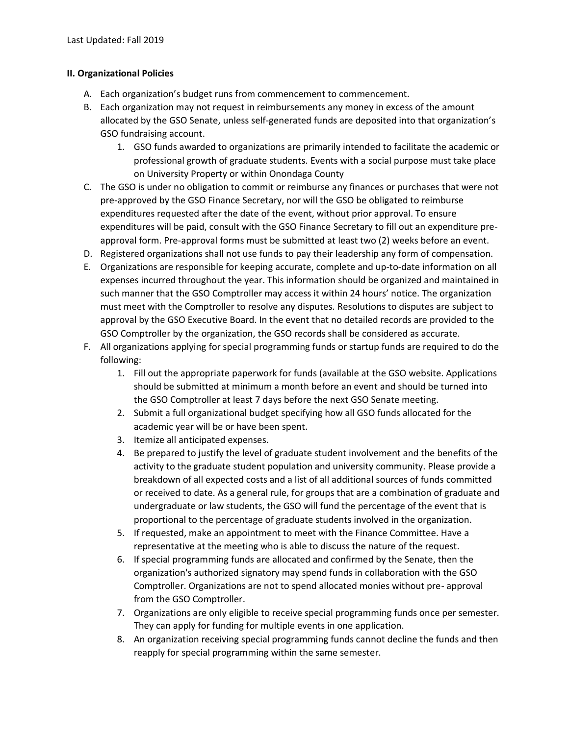Last Updated: Fall 2019

**II. Organizational Policies**

A. Each organization's budget runs from commencement to commencement.

B. Each organization may not request in reimbursements any money in excess of the amount allocated by the GSO Senate, unless self-generated funds are deposited into that organization's GSO fundraising account.

   1. GSO funds awarded to organizations are primarily intended to facilitate the academic or professional growth of graduate students. Events with a social purpose must take place on University Property or within Onondaga County

C. The GSO is under no obligation to commit or reimburse any finances or purchases that were not pre-approved by the GSO Finance Secretary, nor will the GSO be obligated to reimburse expenditures requested after the date of the event, without prior approval. To ensure expenditures will be paid, consult with the GSO Finance Secretary to fill out an expenditure pre-approval form. Pre-approval forms must be submitted at least two (2) weeks before an event.

D. Registered organizations shall not use funds to pay their leadership any form of compensation.

E. Organizations are responsible for keeping accurate, complete and up-to-date information on all expenses incurred throughout the year. This information should be organized and maintained in such manner that the GSO Comptroller may access it within 24 hours' notice. The organization must meet with the Comptroller to resolve any disputes. Resolutions to disputes are subject to approval by the GSO Executive Board. In the event that no detailed records are provided to the GSO Comptroller by the organization, the GSO records shall be considered as accurate.

F. All organizations applying for special programming funds or startup funds are required to do the following:

   1. Fill out the appropriate paperwork for funds (available at the GSO website. Applications should be submitted at minimum a month before an event and should be turned into the GSO Comptroller at least 7 days before the next GSO Senate meeting.
   2. Submit a full organizational budget specifying how all GSO funds allocated for the academic year will be or have been spent.
   3. Itemize all anticipated expenses.
   4. Be prepared to justify the level of graduate student involvement and the benefits of the activity to the graduate student population and university community. Please provide a breakdown of all expected costs and a list of all additional sources of funds committed or received to date. As a general rule, for groups that are a combination of graduate and undergraduate or law students, the GSO will fund the percentage of the event that is proportional to the percentage of graduate students involved in the organization.
   5. If requested, make an appointment to meet with the Finance Committee. Have a representative at the meeting who is able to discuss the nature of the request.
   6. If special programming funds are allocated and confirmed by the Senate, then the organization's authorized signatory may spend funds in collaboration with the GSO Comptroller. Organizations are not to spend allocated monies without pre- approval from the GSO Comptroller.
   7. Organizations are only eligible to receive special programming funds once per semester. They can apply for funding for multiple events in one application.
   8. An organization receiving special programming funds cannot decline the funds and then reapply for special programming within the same semester.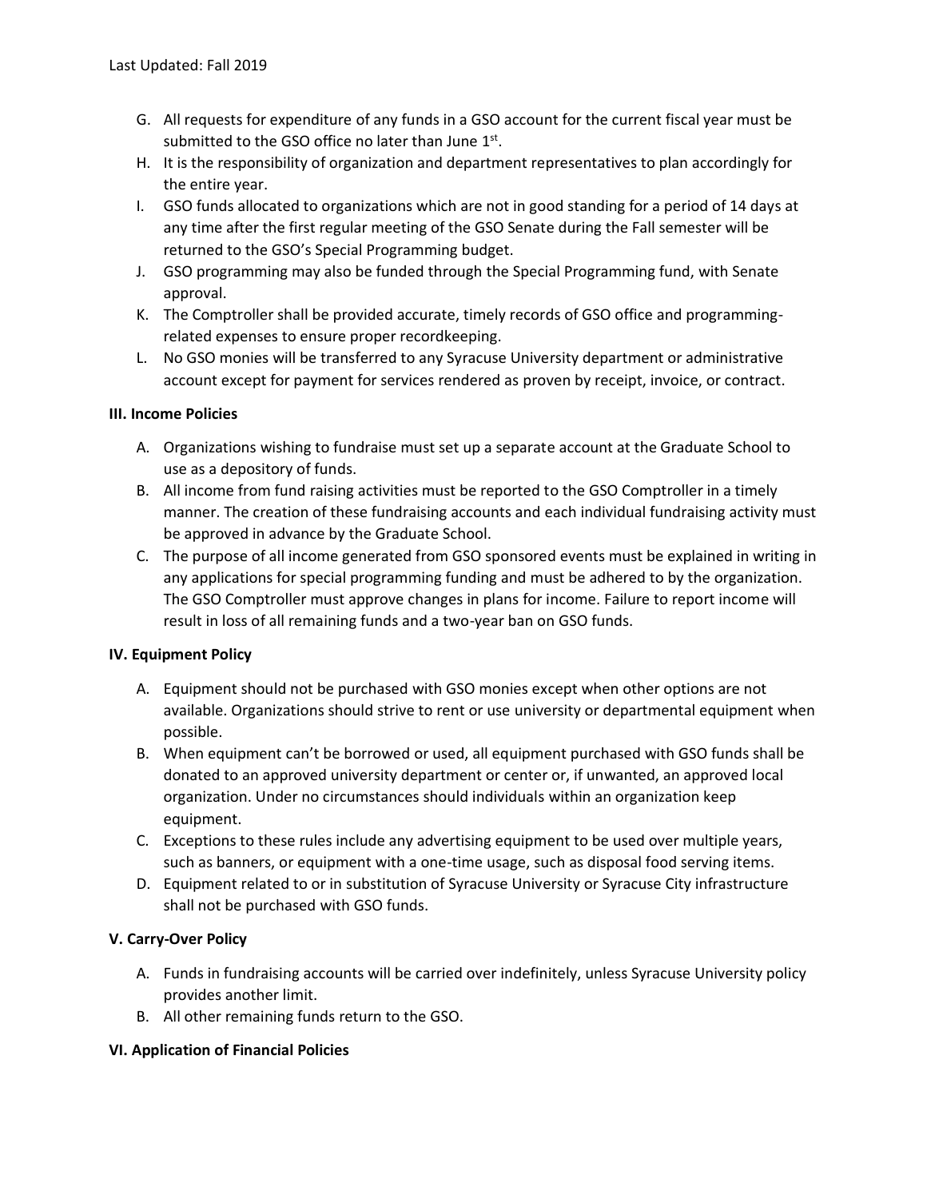G. All requests for expenditure of any funds in a GSO account for the current fiscal year must be submitted to the GSO office no later than June 1st.

H. It is the responsibility of organization and department representatives to plan accordingly for the entire year.

I. GSO funds allocated to organizations which are not in good standing for a period of 14 days at any time after the first regular meeting of the GSO Senate during the Fall semester will be returned to the GSO's Special Programming budget.

J. GSO programming may also be funded through the Special Programming fund, with Senate approval.

K. The Comptroller shall be provided accurate, timely records of GSO office and programming-related expenses to ensure proper recordkeeping.

L. No GSO monies will be transferred to any Syracuse University department or administrative account except for payment for services rendered as proven by receipt, invoice, or contract.

**III. Income Policies**

A. Organizations wishing to fundraise must set up a separate account at the Graduate School to use as a depository of funds.

B. All income from fund raising activities must be reported to the GSO Comptroller in a timely manner. The creation of these fundraising accounts and each individual fundraising activity must be approved in advance by the Graduate School.

C. The purpose of all income generated from GSO sponsored events must be explained in writing in any applications for special programming funding and must be adhered to by the organization. The GSO Comptroller must approve changes in plans for income. Failure to report income will result in loss of all remaining funds and a two-year ban on GSO funds.

**IV. Equipment Policy**

A. Equipment should not be purchased with GSO monies except when other options are not available. Organizations should strive to rent or use university or departmental equipment when possible.

B. When equipment can't be borrowed or used, all equipment purchased with GSO funds shall be donated to an approved university department or center or, if unwanted, an approved local organization. Under no circumstances should individuals within an organization keep equipment.

C. Exceptions to these rules include any advertising equipment to be used over multiple years, such as banners, or equipment with a one-time usage, such as disposal food serving items.

D. Equipment related to or in substitution of Syracuse University or Syracuse City infrastructure shall not be purchased with GSO funds.

**V. Carry-Over Policy**

A. Funds in fundraising accounts will be carried over indefinitely, unless Syracuse University policy provides another limit.

B. All other remaining funds return to the GSO.

**VI. Application of Financial Policies**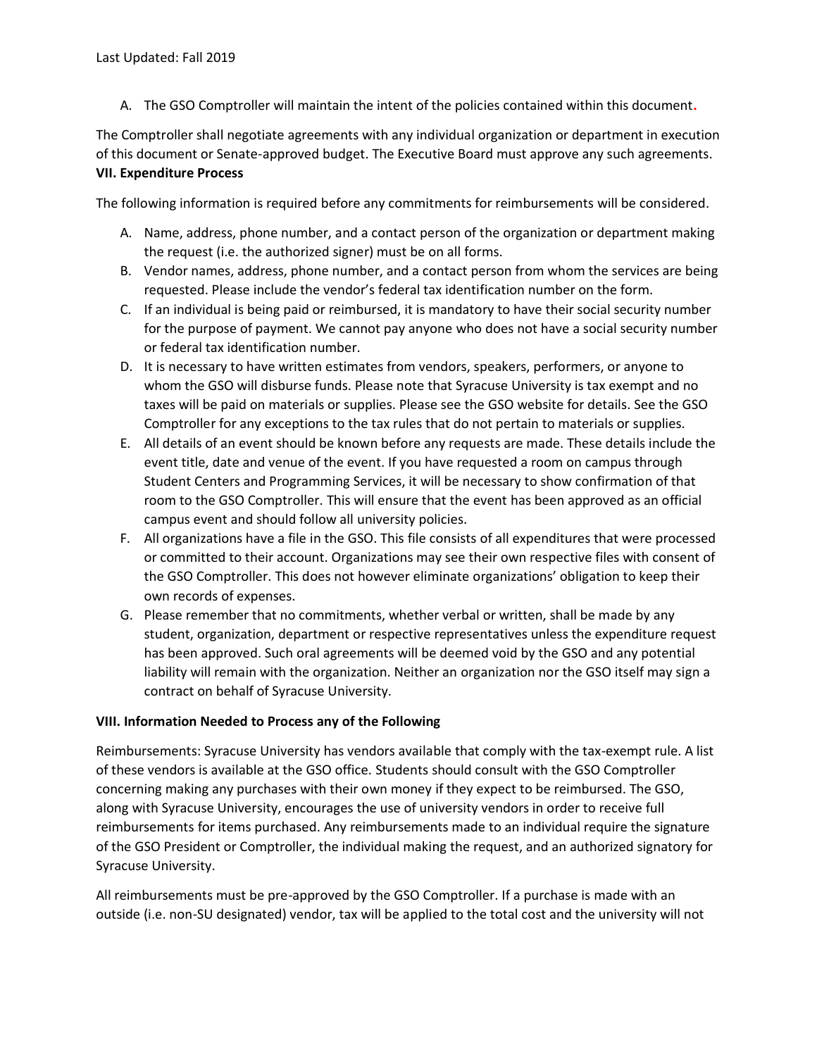A. The GSO Comptroller will maintain the intent of the policies contained within this document.

The Comptroller shall negotiate agreements with any individual organization or department in execution of this document or Senate-approved budget. The Executive Board must approve any such agreements.

**VII. Expenditure Process**

The following information is required before any commitments for reimbursements will be considered.

A. Name, address, phone number, and a contact person of the organization or department making the request (i.e. the authorized signer) must be on all forms.
B. Vendor names, address, phone number, and a contact person from whom the services are being requested. Please include the vendor's federal tax identification number on the form.
C. If an individual is being paid or reimbursed, it is mandatory to have their social security number for the purpose of payment. We cannot pay anyone who does not have a social security number or federal tax identification number.
D. It is necessary to have written estimates from vendors, speakers, performers, or anyone to whom the GSO will disburse funds. Please note that Syracuse University is tax exempt and no taxes will be paid on materials or supplies. Please see the GSO website for details. See the GSO Comptroller for any exceptions to the tax rules that do not pertain to materials or supplies.
E. All details of an event should be known before any requests are made. These details include the event title, date and venue of the event. If you have requested a room on campus through Student Centers and Programming Services, it will be necessary to show confirmation of that room to the GSO Comptroller. This will ensure that the event has been approved as an official campus event and should follow all university policies.
F. All organizations have a file in the GSO. This file consists of all expenditures that were processed or committed to their account. Organizations may see their own respective files with consent of the GSO Comptroller. This does not however eliminate organizations' obligation to keep their own records of expenses.
G. Please remember that no commitments, whether verbal or written, shall be made by any student, organization, department or respective representatives unless the expenditure request has been approved. Such oral agreements will be deemed void by the GSO and any potential liability will remain with the organization. Neither an organization nor the GSO itself may sign a contract on behalf of Syracuse University.

**VIII. Information Needed to Process any of the Following**

Reimbursements: Syracuse University has vendors available that comply with the tax-exempt rule. A list of these vendors is available at the GSO office. Students should consult with the GSO Comptroller concerning making any purchases with their own money if they expect to be reimbursed. The GSO, along with Syracuse University, encourages the use of university vendors in order to receive full reimbursements for items purchased. Any reimbursements made to an individual require the signature of the GSO President or Comptroller, the individual making the request, and an authorized signatory for Syracuse University.

All reimbursements must be pre-approved by the GSO Comptroller. If a purchase is made with an outside (i.e. non-SU designated) vendor, tax will be applied to the total cost and the university will not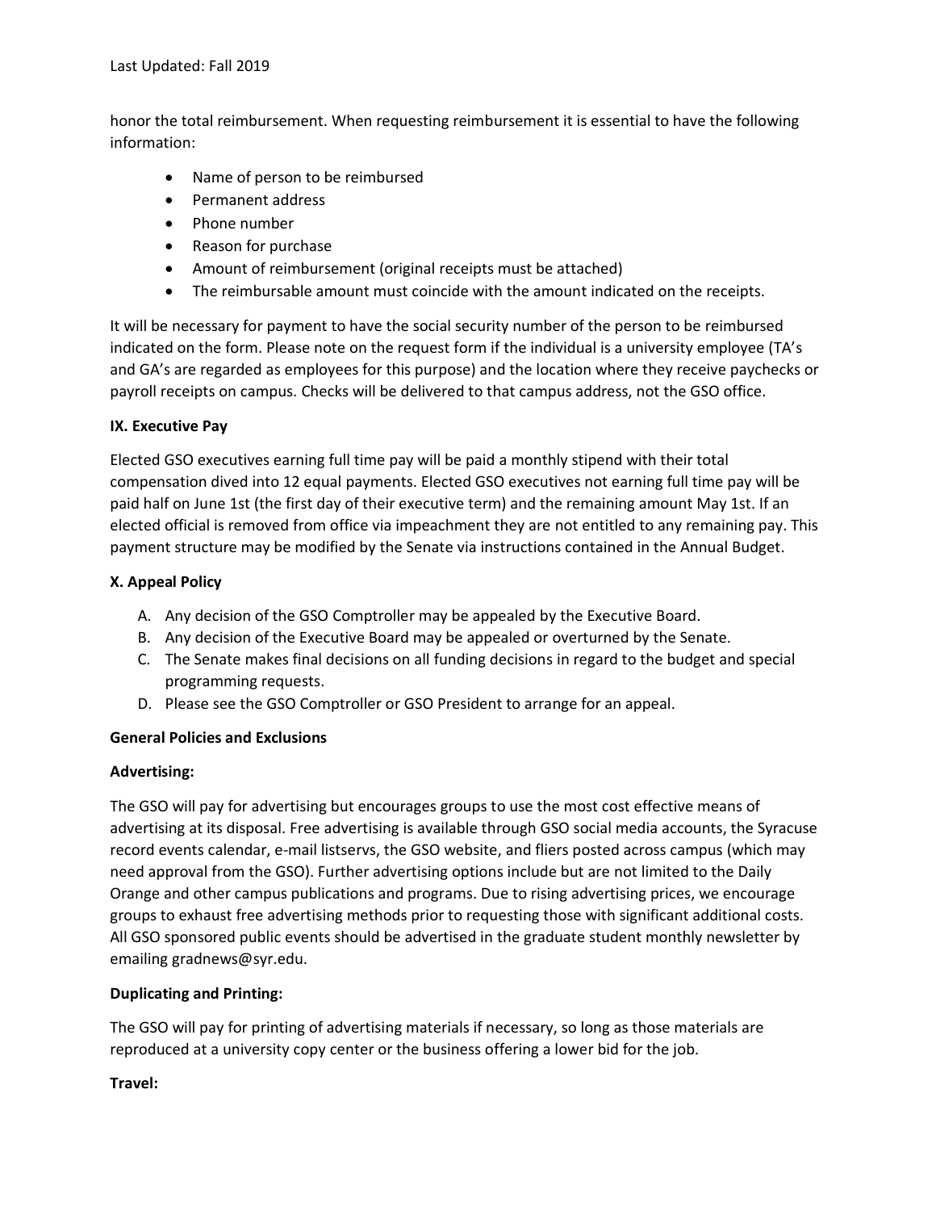honor the total reimbursement. When requesting reimbursement it is essential to have the following information:

- Name of person to be reimbursed
- Permanent address
- Phone number
- Reason for purchase
- Amount of reimbursement (original receipts must be attached)
- The reimbursable amount must coincide with the amount indicated on the receipts.

It will be necessary for payment to have the social security number of the person to be reimbursed indicated on the form. Please note on the request form if the individual is a university employee (TA's and GA's are regarded as employees for this purpose) and the location where they receive paychecks or payroll receipts on campus. Checks will be delivered to that campus address, not the GSO office.

**IX. Executive Pay**

Elected GSO executives earning full time pay will be paid a monthly stipend with their total compensation dived into 12 equal payments. Elected GSO executives not earning full time pay will be paid half on June 1st (the first day of their executive term) and the remaining amount May 1st. If an elected official is removed from office via impeachment they are not entitled to any remaining pay. This payment structure may be modified by the Senate via instructions contained in the Annual Budget.

**X. Appeal Policy**

A. Any decision of the GSO Comptroller may be appealed by the Executive Board.
B. Any decision of the Executive Board may be appealed or overturned by the Senate.
C. The Senate makes final decisions on all funding decisions in regard to the budget and special programming requests.
D. Please see the GSO Comptroller or GSO President to arrange for an appeal.

**General Policies and Exclusions**

**Advertising:**

The GSO will pay for advertising but encourages groups to use the most cost effective means of advertising at its disposal. Free advertising is available through GSO social media accounts, the Syracuse record events calendar, e-mail listservs, the GSO website, and fliers posted across campus (which may need approval from the GSO). Further advertising options include but are not limited to the Daily Orange and other campus publications and programs. Due to rising advertising prices, we encourage groups to exhaust free advertising methods prior to requesting those with significant additional costs. All GSO sponsored public events should be advertised in the graduate student monthly newsletter by emailing gradnews@syr.edu.

**Duplicating and Printing:**

The GSO will pay for printing of advertising materials if necessary, so long as those materials are reproduced at a university copy center or the business offering a lower bid for the job.

**Travel:**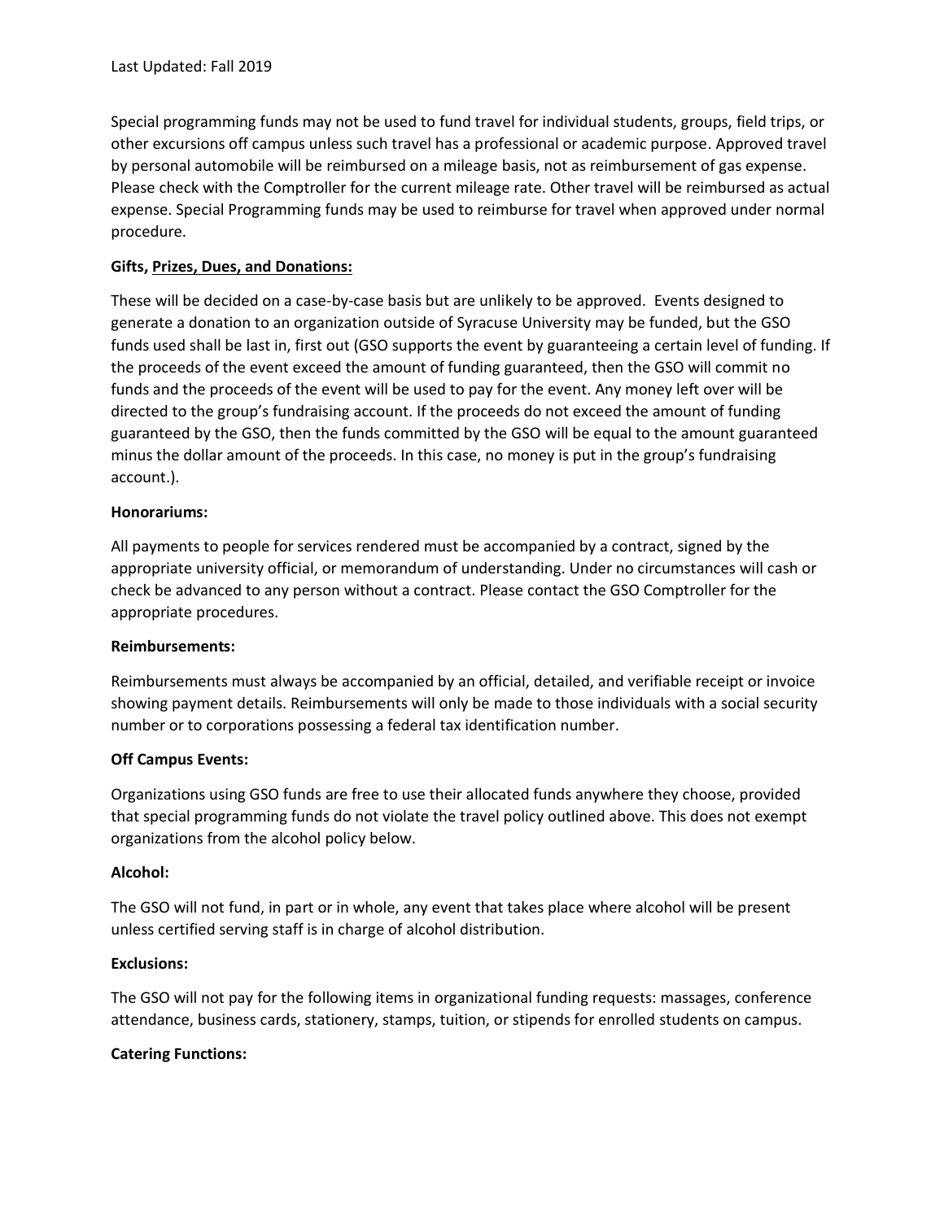Last Updated: Fall 2019

Special programming funds may not be used to fund travel for individual students, groups, field trips, or other excursions off campus unless such travel has a professional or academic purpose. Approved travel by personal automobile will be reimbursed on a mileage basis, not as reimbursement of gas expense. Please check with the Comptroller for the current mileage rate. Other travel will be reimbursed as actual expense. Special Programming funds may be used to reimburse for travel when approved under normal procedure.

**Gifts, Prizes, Dues, and Donations:**

These will be decided on a case-by-case basis but are unlikely to be approved. Events designed to generate a donation to an organization outside of Syracuse University may be funded, but the GSO funds used shall be last in, first out (GSO supports the event by guaranteeing a certain level of funding. If the proceeds of the event exceed the amount of funding guaranteed, then the GSO will commit no funds and the proceeds of the event will be used to pay for the event. Any money left over will be directed to the group's fundraising account. If the proceeds do not exceed the amount of funding guaranteed by the GSO, then the funds committed by the GSO will be equal to the amount guaranteed minus the dollar amount of the proceeds. In this case, no money is put in the group's fundraising account.).

**Honorariums:**

All payments to people for services rendered must be accompanied by a contract, signed by the appropriate university official, or memorandum of understanding. Under no circumstances will cash or check be advanced to any person without a contract. Please contact the GSO Comptroller for the appropriate procedures.

**Reimbursements:**

Reimbursements must always be accompanied by an official, detailed, and verifiable receipt or invoice showing payment details. Reimbursements will only be made to those individuals with a social security number or to corporations possessing a federal tax identification number.

**Off Campus Events:**

Organizations using GSO funds are free to use their allocated funds anywhere they choose, provided that special programming funds do not violate the travel policy outlined above. This does not exempt organizations from the alcohol policy below.

**Alcohol:**

The GSO will not fund, in part or in whole, any event that takes place where alcohol will be present unless certified serving staff is in charge of alcohol distribution.

**Exclusions:**

The GSO will not pay for the following items in organizational funding requests: massages, conference attendance, business cards, stationery, stamps, tuition, or stipends for enrolled students on campus.

**Catering Functions:**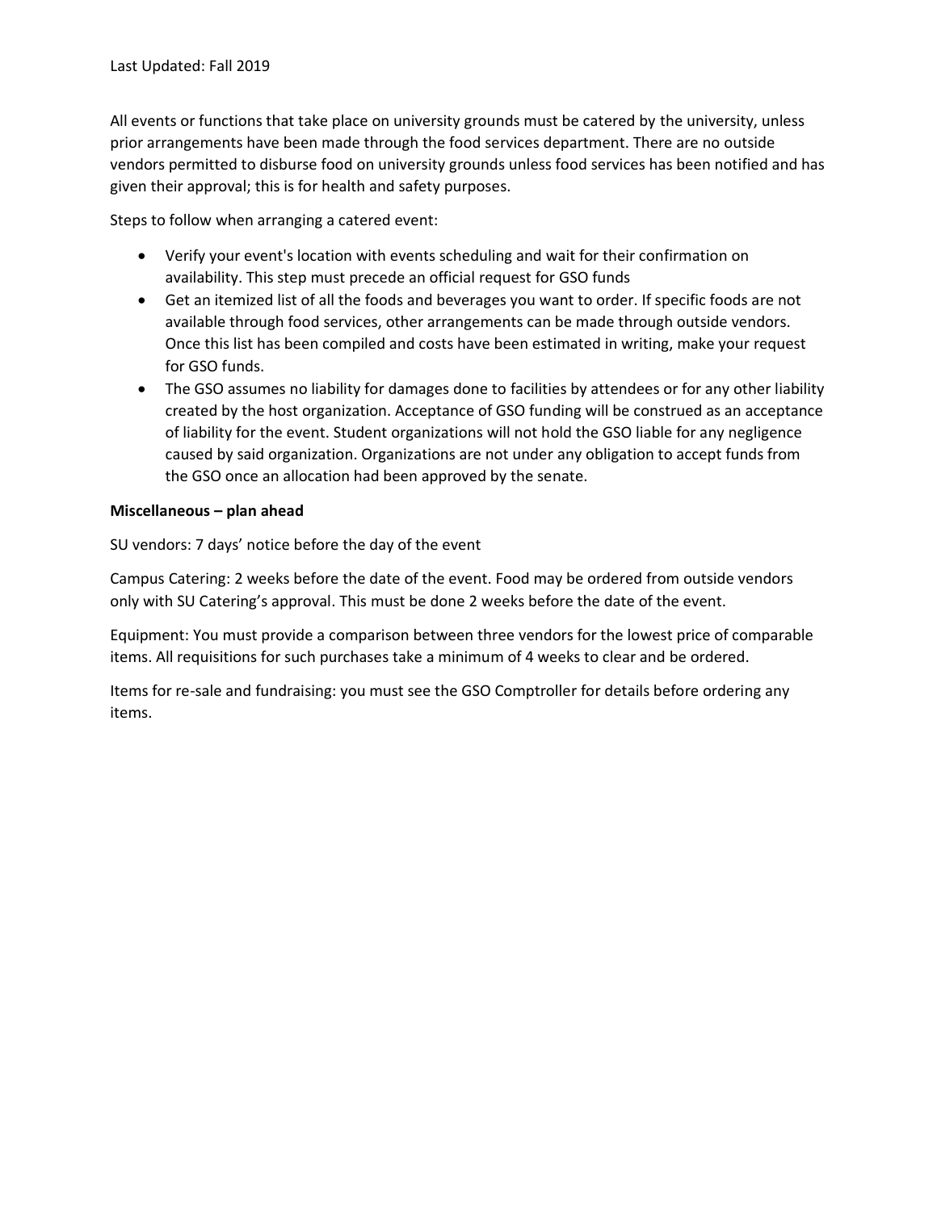Last Updated: Fall 2019

All events or functions that take place on university grounds must be catered by the university, unless prior arrangements have been made through the food services department. There are no outside vendors permitted to disburse food on university grounds unless food services has been notified and has given their approval; this is for health and safety purposes.

Steps to follow when arranging a catered event:

- Verify your event's location with events scheduling and wait for their confirmation on availability. This step must precede an official request for GSO funds
- Get an itemized list of all the foods and beverages you want to order. If specific foods are not available through food services, other arrangements can be made through outside vendors. Once this list has been compiled and costs have been estimated in writing, make your request for GSO funds.
- The GSO assumes no liability for damages done to facilities by attendees or for any other liability created by the host organization. Acceptance of GSO funding will be construed as an acceptance of liability for the event. Student organizations will not hold the GSO liable for any negligence caused by said organization. Organizations are not under any obligation to accept funds from the GSO once an allocation had been approved by the senate.

**Miscellaneous – plan ahead**

SU vendors: 7 days' notice before the day of the event

Campus Catering: 2 weeks before the date of the event. Food may be ordered from outside vendors only with SU Catering's approval. This must be done 2 weeks before the date of the event.

Equipment: You must provide a comparison between three vendors for the lowest price of comparable items. All requisitions for such purchases take a minimum of 4 weeks to clear and be ordered.

Items for re-sale and fundraising: you must see the GSO Comptroller for details before ordering any items.